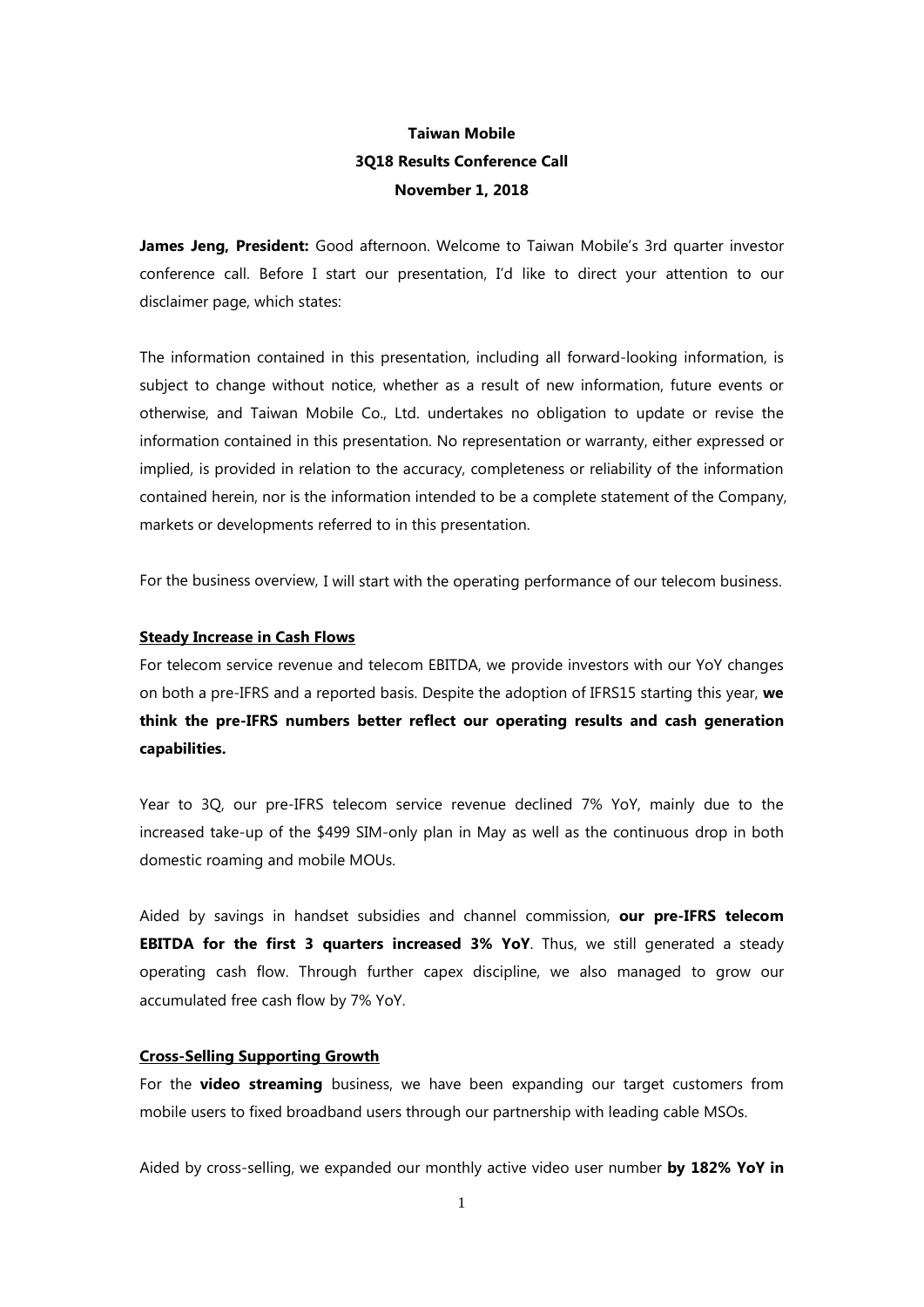**Taiwan Mobile**
**3Q18 Results Conference Call**
**November 1, 2018**

**James Jeng, President:** Good afternoon. Welcome to Taiwan Mobile's 3rd quarter investor conference call. Before I start our presentation, I'd like to direct your attention to our disclaimer page, which states:

The information contained in this presentation, including all forward-looking information, is subject to change without notice, whether as a result of new information, future events or otherwise, and Taiwan Mobile Co., Ltd. undertakes no obligation to update or revise the information contained in this presentation. No representation or warranty, either expressed or implied, is provided in relation to the accuracy, completeness or reliability of the information contained herein, nor is the information intended to be a complete statement of the Company, markets or developments referred to in this presentation.

For the business overview, I will start with the operating performance of our telecom business.

**Steady Increase in Cash Flows**

For telecom service revenue and telecom EBITDA, we provide investors with our YoY changes on both a pre-IFRS and a reported basis. Despite the adoption of IFRS15 starting this year, **we think the pre-IFRS numbers better reflect our operating results and cash generation capabilities.**

Year to 3Q, our pre-IFRS telecom service revenue declined 7% YoY, mainly due to the increased take-up of the $499 SIM-only plan in May as well as the continuous drop in both domestic roaming and mobile MOUs.

Aided by savings in handset subsidies and channel commission, **our pre-IFRS telecom EBITDA for the first 3 quarters increased 3% YoY**. Thus, we still generated a steady operating cash flow. Through further capex discipline, we also managed to grow our accumulated free cash flow by 7% YoY.

**Cross-Selling Supporting Growth**

For the **video streaming** business, we have been expanding our target customers from mobile users to fixed broadband users through our partnership with leading cable MSOs.

Aided by cross-selling, we expanded our monthly active video user number **by 182% YoY in**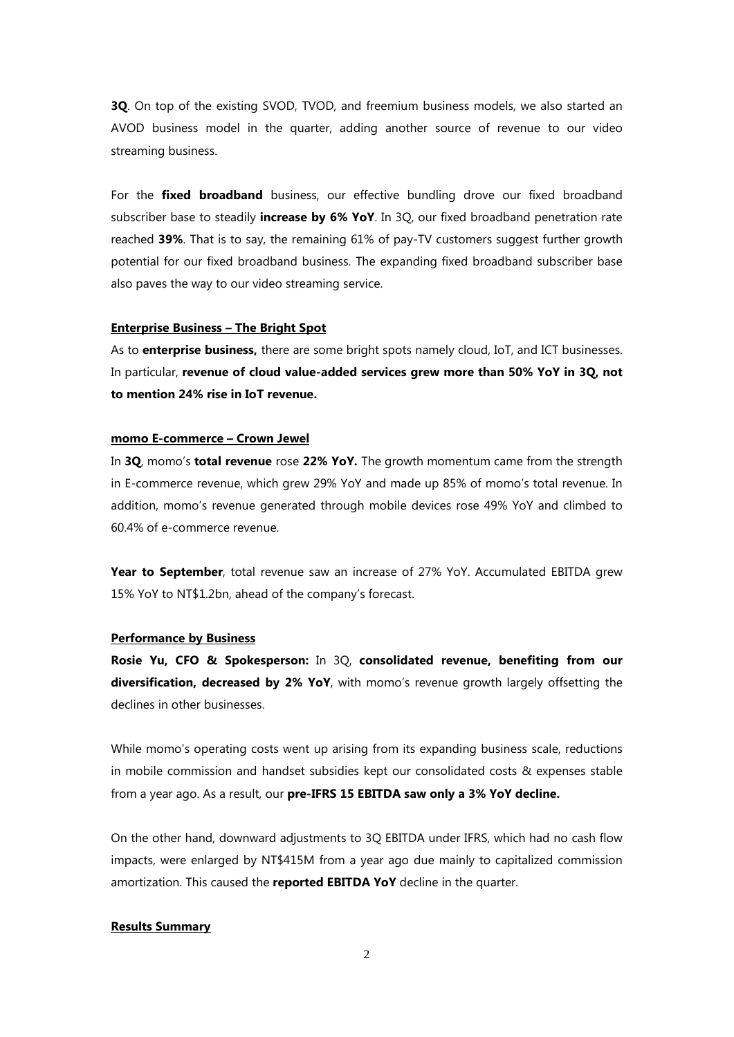**3Q**. On top of the existing SVOD, TVOD, and freemium business models, we also started an AVOD business model in the quarter, adding another source of revenue to our video streaming business.

For the **fixed broadband** business, our effective bundling drove our fixed broadband subscriber base to steadily **increase by 6% YoY**. In 3Q, our fixed broadband penetration rate reached **39%**. That is to say, the remaining 61% of pay-TV customers suggest further growth potential for our fixed broadband business. The expanding fixed broadband subscriber base also paves the way to our video streaming service.

**Enterprise Business – The Bright Spot**

As to **enterprise business,** there are some bright spots namely cloud, IoT, and ICT businesses. In particular, **revenue of cloud value-added services grew more than 50% YoY in 3Q, not to mention 24% rise in IoT revenue.**

**momo E-commerce – Crown Jewel**

In **3Q**, momo's **total revenue** rose **22% YoY.** The growth momentum came from the strength in E-commerce revenue, which grew 29% YoY and made up 85% of momo's total revenue. In addition, momo's revenue generated through mobile devices rose 49% YoY and climbed to 60.4% of e-commerce revenue.

**Year to September**, total revenue saw an increase of 27% YoY. Accumulated EBITDA grew 15% YoY to NT$1.2bn, ahead of the company's forecast.

**Performance by Business**

**Rosie Yu, CFO & Spokesperson:** In 3Q, **consolidated revenue, benefiting from our diversification, decreased by 2% YoY**, with momo's revenue growth largely offsetting the declines in other businesses.

While momo's operating costs went up arising from its expanding business scale, reductions in mobile commission and handset subsidies kept our consolidated costs & expenses stable from a year ago. As a result, our **pre-IFRS 15 EBITDA saw only a 3% YoY decline.**

On the other hand, downward adjustments to 3Q EBITDA under IFRS, which had no cash flow impacts, were enlarged by NT$415M from a year ago due mainly to capitalized commission amortization. This caused the **reported EBITDA YoY** decline in the quarter.

**Results Summary**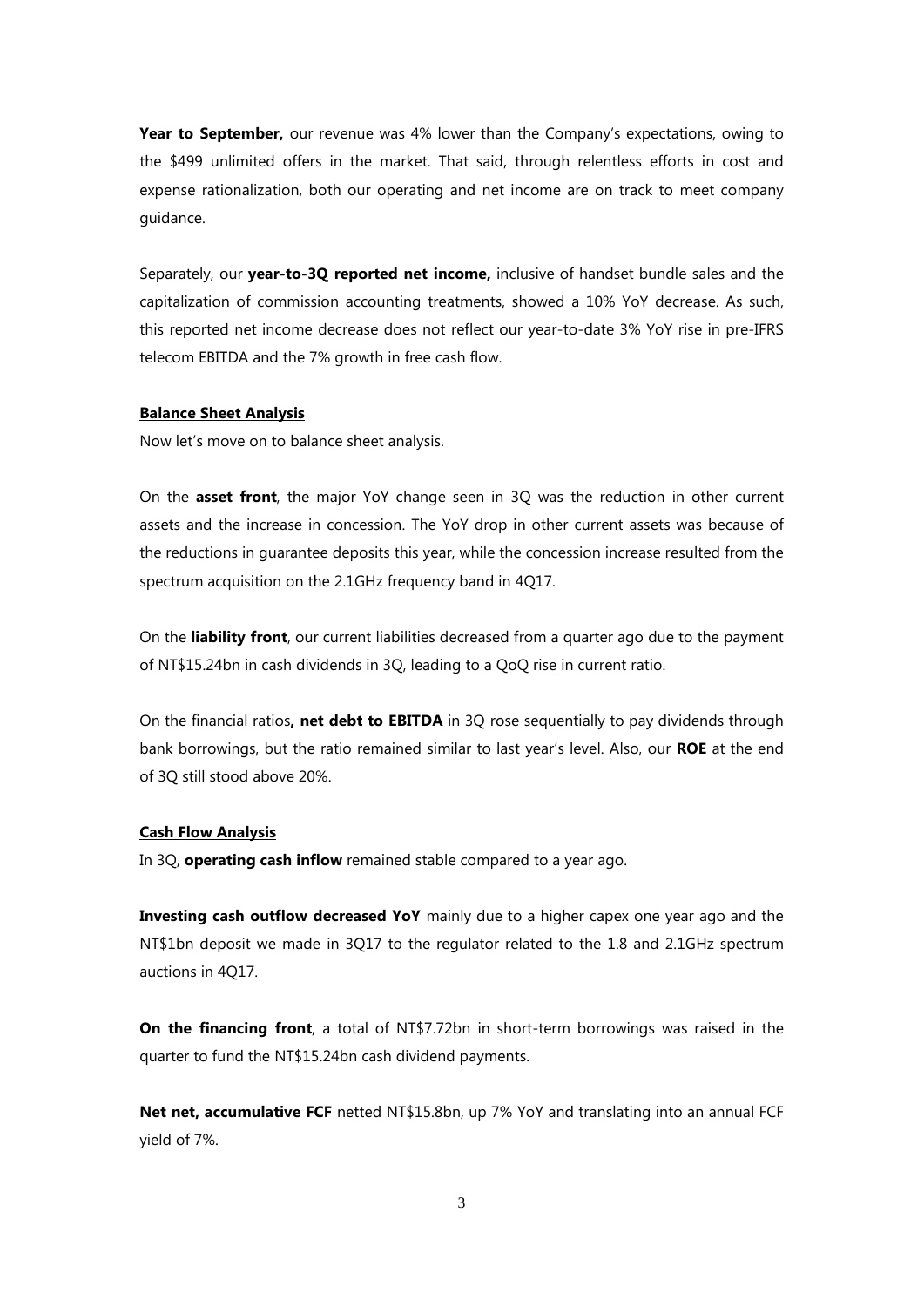**Year to September,** our revenue was 4% lower than the Company's expectations, owing to the $499 unlimited offers in the market. That said, through relentless efforts in cost and expense rationalization, both our operating and net income are on track to meet company guidance.

Separately, our **year-to-3Q reported net income,** inclusive of handset bundle sales and the capitalization of commission accounting treatments, showed a 10% YoY decrease. As such, this reported net income decrease does not reflect our year-to-date 3% YoY rise in pre-IFRS telecom EBITDA and the 7% growth in free cash flow.

**Balance Sheet Analysis**

Now let's move on to balance sheet analysis.

On the **asset front**, the major YoY change seen in 3Q was the reduction in other current assets and the increase in concession. The YoY drop in other current assets was because of the reductions in guarantee deposits this year, while the concession increase resulted from the spectrum acquisition on the 2.1GHz frequency band in 4Q17.

On the **liability front**, our current liabilities decreased from a quarter ago due to the payment of NT$15.24bn in cash dividends in 3Q, leading to a QoQ rise in current ratio.

On the financial ratios**, net debt to EBITDA** in 3Q rose sequentially to pay dividends through bank borrowings, but the ratio remained similar to last year's level. Also, our **ROE** at the end of 3Q still stood above 20%.

**Cash Flow Analysis**

In 3Q, **operating cash inflow** remained stable compared to a year ago.

**Investing cash outflow decreased YoY** mainly due to a higher capex one year ago and the NT$1bn deposit we made in 3Q17 to the regulator related to the 1.8 and 2.1GHz spectrum auctions in 4Q17.

**On the financing front**, a total of NT$7.72bn in short-term borrowings was raised in the quarter to fund the NT$15.24bn cash dividend payments.

**Net net, accumulative FCF** netted NT$15.8bn, up 7% YoY and translating into an annual FCF yield of 7%.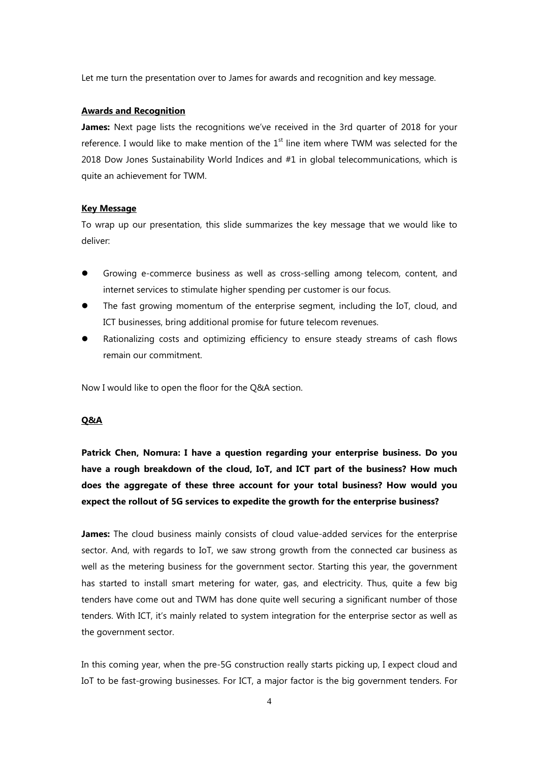Let me turn the presentation over to James for awards and recognition and key message.

**Awards and Recognition**

**James:** Next page lists the recognitions we've received in the 3rd quarter of 2018 for your reference. I would like to make mention of the 1st line item where TWM was selected for the 2018 Dow Jones Sustainability World Indices and #1 in global telecommunications, which is quite an achievement for TWM.

**Key Message**

To wrap up our presentation, this slide summarizes the key message that we would like to deliver:

- Growing e-commerce business as well as cross-selling among telecom, content, and internet services to stimulate higher spending per customer is our focus.
- The fast growing momentum of the enterprise segment, including the IoT, cloud, and ICT businesses, bring additional promise for future telecom revenues.
- Rationalizing costs and optimizing efficiency to ensure steady streams of cash flows remain our commitment.

Now I would like to open the floor for the Q&A section.

**Q&A**

**Patrick Chen, Nomura: I have a question regarding your enterprise business. Do you have a rough breakdown of the cloud, IoT, and ICT part of the business? How much does the aggregate of these three account for your total business? How would you expect the rollout of 5G services to expedite the growth for the enterprise business?**

**James:** The cloud business mainly consists of cloud value-added services for the enterprise sector. And, with regards to IoT, we saw strong growth from the connected car business as well as the metering business for the government sector. Starting this year, the government has started to install smart metering for water, gas, and electricity. Thus, quite a few big tenders have come out and TWM has done quite well securing a significant number of those tenders. With ICT, it's mainly related to system integration for the enterprise sector as well as the government sector.

In this coming year, when the pre-5G construction really starts picking up, I expect cloud and IoT to be fast-growing businesses. For ICT, a major factor is the big government tenders. For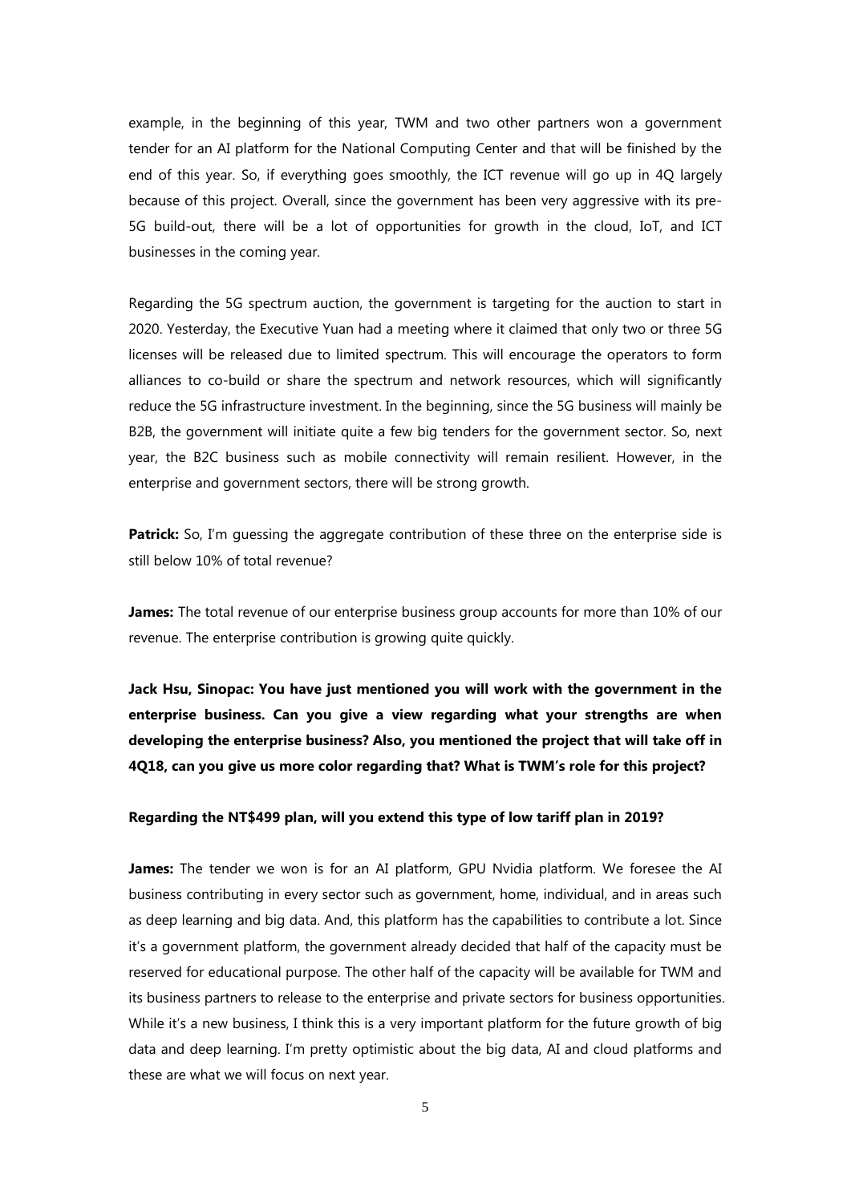example, in the beginning of this year, TWM and two other partners won a government tender for an AI platform for the National Computing Center and that will be finished by the end of this year. So, if everything goes smoothly, the ICT revenue will go up in 4Q largely because of this project. Overall, since the government has been very aggressive with its pre-5G build-out, there will be a lot of opportunities for growth in the cloud, IoT, and ICT businesses in the coming year.

Regarding the 5G spectrum auction, the government is targeting for the auction to start in 2020. Yesterday, the Executive Yuan had a meeting where it claimed that only two or three 5G licenses will be released due to limited spectrum. This will encourage the operators to form alliances to co-build or share the spectrum and network resources, which will significantly reduce the 5G infrastructure investment. In the beginning, since the 5G business will mainly be B2B, the government will initiate quite a few big tenders for the government sector. So, next year, the B2C business such as mobile connectivity will remain resilient. However, in the enterprise and government sectors, there will be strong growth.

**Patrick:** So, I'm guessing the aggregate contribution of these three on the enterprise side is still below 10% of total revenue?

**James:** The total revenue of our enterprise business group accounts for more than 10% of our revenue. The enterprise contribution is growing quite quickly.

**Jack Hsu, Sinopac: You have just mentioned you will work with the government in the enterprise business. Can you give a view regarding what your strengths are when developing the enterprise business? Also, you mentioned the project that will take off in 4Q18, can you give us more color regarding that? What is TWM's role for this project?**

**Regarding the NT$499 plan, will you extend this type of low tariff plan in 2019?**

**James:** The tender we won is for an AI platform, GPU Nvidia platform. We foresee the AI business contributing in every sector such as government, home, individual, and in areas such as deep learning and big data. And, this platform has the capabilities to contribute a lot. Since it's a government platform, the government already decided that half of the capacity must be reserved for educational purpose. The other half of the capacity will be available for TWM and its business partners to release to the enterprise and private sectors for business opportunities. While it's a new business, I think this is a very important platform for the future growth of big data and deep learning. I'm pretty optimistic about the big data, AI and cloud platforms and these are what we will focus on next year.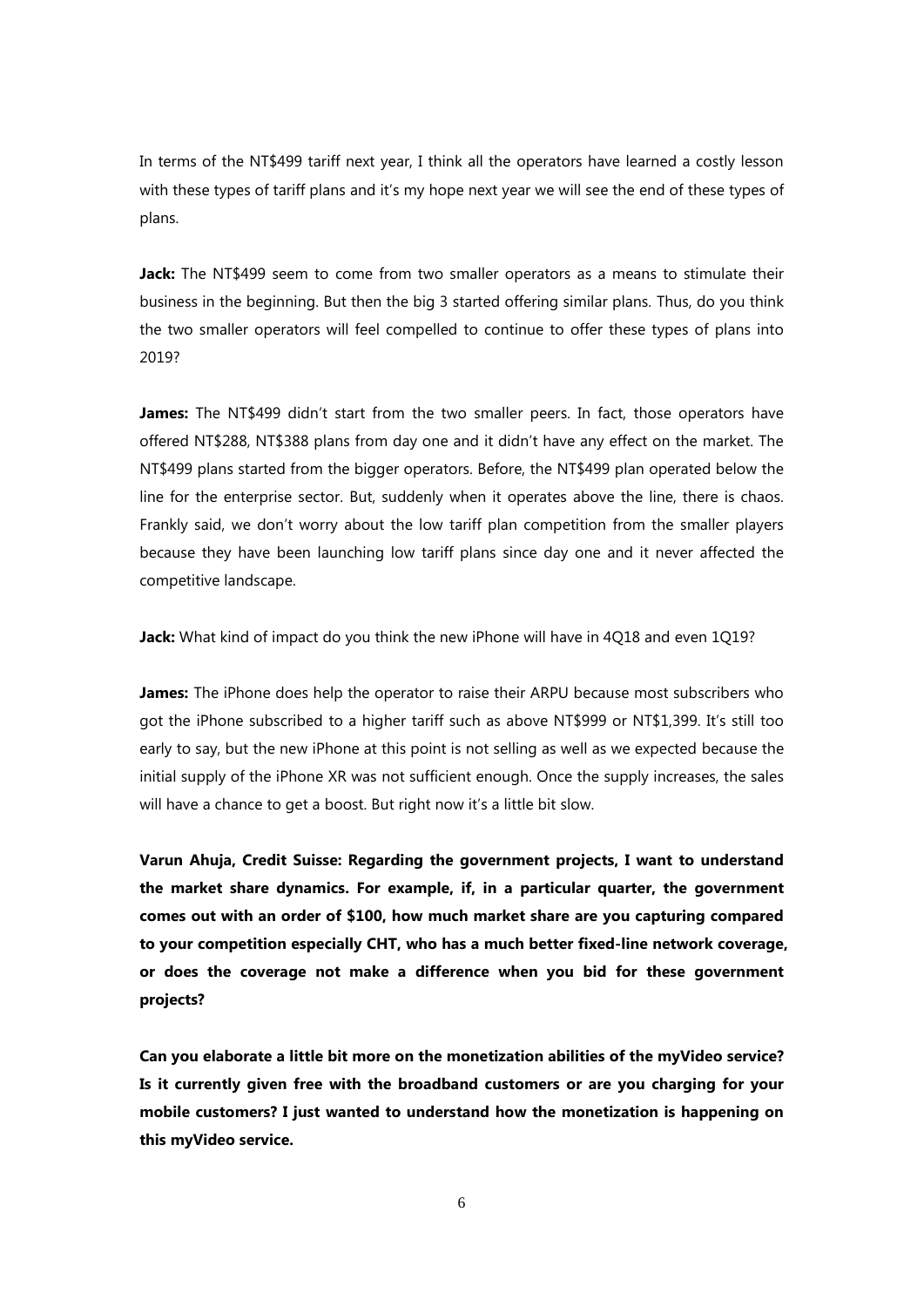In terms of the NT$499 tariff next year, I think all the operators have learned a costly lesson with these types of tariff plans and it's my hope next year we will see the end of these types of plans.

**Jack:** The NT$499 seem to come from two smaller operators as a means to stimulate their business in the beginning. But then the big 3 started offering similar plans. Thus, do you think the two smaller operators will feel compelled to continue to offer these types of plans into 2019?

**James:** The NT$499 didn't start from the two smaller peers. In fact, those operators have offered NT$288, NT$388 plans from day one and it didn't have any effect on the market. The NT$499 plans started from the bigger operators. Before, the NT$499 plan operated below the line for the enterprise sector. But, suddenly when it operates above the line, there is chaos. Frankly said, we don't worry about the low tariff plan competition from the smaller players because they have been launching low tariff plans since day one and it never affected the competitive landscape.

**Jack:** What kind of impact do you think the new iPhone will have in 4Q18 and even 1Q19?

**James:** The iPhone does help the operator to raise their ARPU because most subscribers who got the iPhone subscribed to a higher tariff such as above NT$999 or NT$1,399. It's still too early to say, but the new iPhone at this point is not selling as well as we expected because the initial supply of the iPhone XR was not sufficient enough. Once the supply increases, the sales will have a chance to get a boost. But right now it's a little bit slow.

**Varun Ahuja, Credit Suisse: Regarding the government projects, I want to understand the market share dynamics. For example, if, in a particular quarter, the government comes out with an order of $100, how much market share are you capturing compared to your competition especially CHT, who has a much better fixed-line network coverage, or does the coverage not make a difference when you bid for these government projects?**

**Can you elaborate a little bit more on the monetization abilities of the myVideo service? Is it currently given free with the broadband customers or are you charging for your mobile customers? I just wanted to understand how the monetization is happening on this myVideo service.**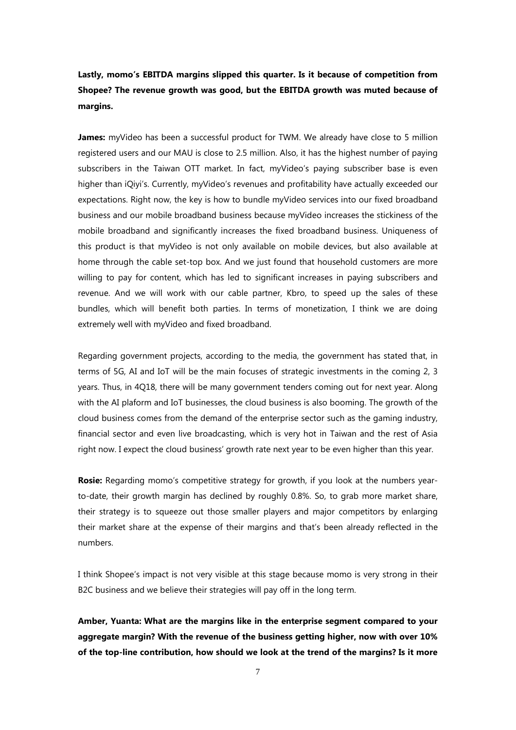**Lastly, momo's EBITDA margins slipped this quarter. Is it because of competition from Shopee? The revenue growth was good, but the EBITDA growth was muted because of margins.**

**James:** myVideo has been a successful product for TWM. We already have close to 5 million registered users and our MAU is close to 2.5 million. Also, it has the highest number of paying subscribers in the Taiwan OTT market. In fact, myVideo's paying subscriber base is even higher than iQiyi's. Currently, myVideo's revenues and profitability have actually exceeded our expectations. Right now, the key is how to bundle myVideo services into our fixed broadband business and our mobile broadband business because myVideo increases the stickiness of the mobile broadband and significantly increases the fixed broadband business. Uniqueness of this product is that myVideo is not only available on mobile devices, but also available at home through the cable set-top box. And we just found that household customers are more willing to pay for content, which has led to significant increases in paying subscribers and revenue. And we will work with our cable partner, Kbro, to speed up the sales of these bundles, which will benefit both parties. In terms of monetization, I think we are doing extremely well with myVideo and fixed broadband.

Regarding government projects, according to the media, the government has stated that, in terms of 5G, AI and IoT will be the main focuses of strategic investments in the coming 2, 3 years. Thus, in 4Q18, there will be many government tenders coming out for next year. Along with the AI plaform and IoT businesses, the cloud business is also booming. The growth of the cloud business comes from the demand of the enterprise sector such as the gaming industry, financial sector and even live broadcasting, which is very hot in Taiwan and the rest of Asia right now. I expect the cloud business' growth rate next year to be even higher than this year.

**Rosie:** Regarding momo's competitive strategy for growth, if you look at the numbers year-to-date, their growth margin has declined by roughly 0.8%. So, to grab more market share, their strategy is to squeeze out those smaller players and major competitors by enlarging their market share at the expense of their margins and that's been already reflected in the numbers.

I think Shopee's impact is not very visible at this stage because momo is very strong in their B2C business and we believe their strategies will pay off in the long term.

**Amber, Yuanta: What are the margins like in the enterprise segment compared to your aggregate margin? With the revenue of the business getting higher, now with over 10% of the top-line contribution, how should we look at the trend of the margins? Is it more**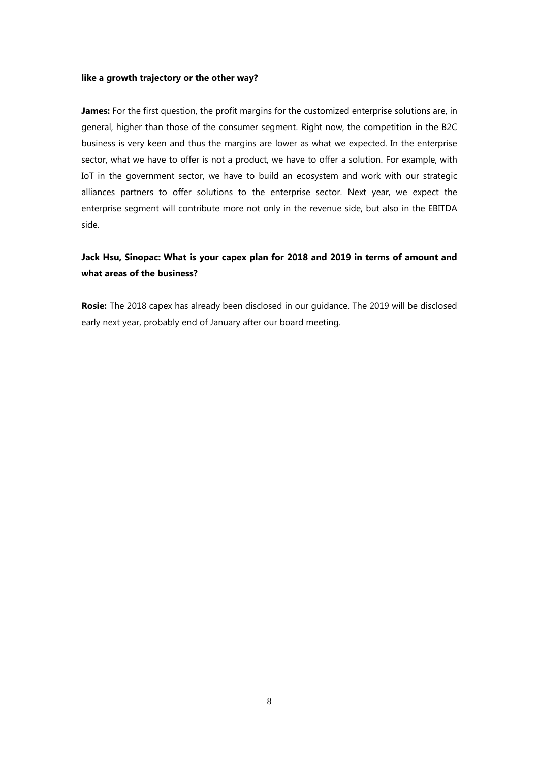**like a growth trajectory or the other way?**

**James:** For the first question, the profit margins for the customized enterprise solutions are, in general, higher than those of the consumer segment. Right now, the competition in the B2C business is very keen and thus the margins are lower as what we expected. In the enterprise sector, what we have to offer is not a product, we have to offer a solution. For example, with IoT in the government sector, we have to build an ecosystem and work with our strategic alliances partners to offer solutions to the enterprise sector. Next year, we expect the enterprise segment will contribute more not only in the revenue side, but also in the EBITDA side.

**Jack Hsu, Sinopac: What is your capex plan for 2018 and 2019 in terms of amount and what areas of the business?**

**Rosie:** The 2018 capex has already been disclosed in our guidance. The 2019 will be disclosed early next year, probably end of January after our board meeting.